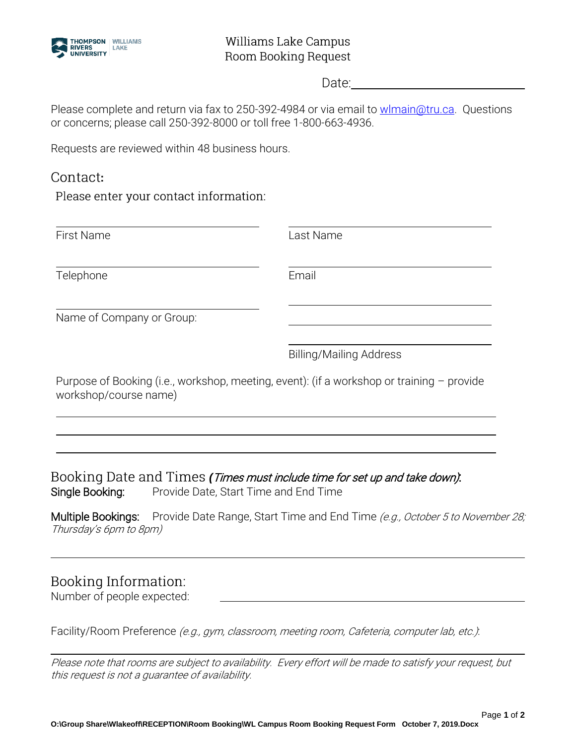# Williams Lake Campus
# Room Booking Request

Date: ______________________

Please complete and return via fax to 250-392-4984 or via email to [wlmain@tru.ca](mailto:wlmain@tru.ca). Questions or concerns; please call 250-392-8000 or toll free 1-800-663-4936.

Requests are reviewed within 48 business hours.

## Contact:

Please enter your contact information:

First Name ______________________ Last Name ______________________

Telephone ______________________ Email ______________________

Name of Company or Group: ______________________

Billing/Mailing Address ______________________

Purpose of Booking (i.e., workshop, meeting, event): (if a workshop or training – provide workshop/course name)

______________________

______________________

______________________

## Booking Date and Times *(Times must include time for set up and take down)*:

**Single Booking:** Provide Date, Start Time and End Time

**Multiple Bookings:** Provide Date Range, Start Time and End Time *(e.g., October 5 to November 28; Thursday's 6pm to 8pm)*

______________________

## Booking Information:

Number of people expected: ______________________

Facility/Room Preference *(e.g., gym, classroom, meeting room, Cafeteria, computer lab, etc.)*:

______________________

*Please note that rooms are subject to availability. Every effort will be made to satisfy your request, but this request is not a guarantee of availability.*

**O:\Group Share\Wlakeoff\RECEPTION\Room Booking\WL Campus Room Booking Request Form October 7, 2019.Docx**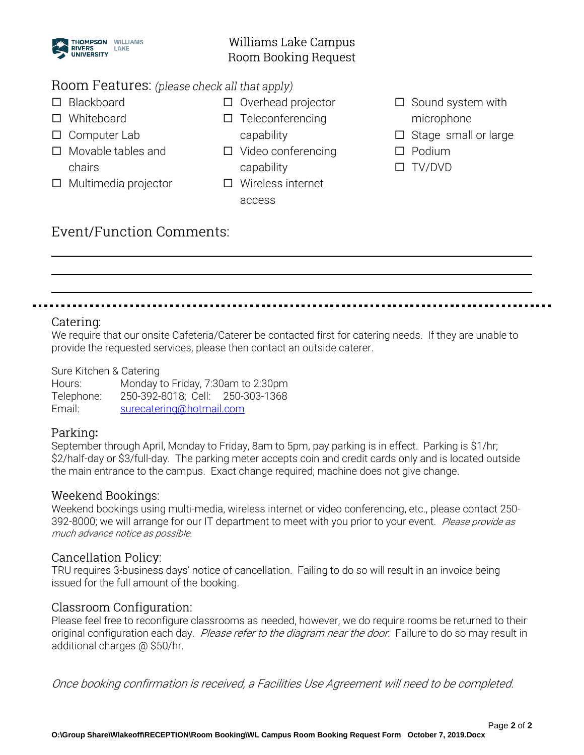Williams Lake Campus
Room Booking Request

## Room Features: *(please check all that apply)*

- ☐ Blackboard
- ☐ Whiteboard
- ☐ Computer Lab
- ☐ Movable tables and chairs
- ☐ Multimedia projector
- ☐ Overhead projector
- ☐ Teleconferencing capability
- ☐ Video conferencing capability
- ☐ Wireless internet access
- ☐ Sound system with microphone
- ☐ Stage small or large
- ☐ Podium
- ☐ TV/DVD

## Event/Function Comments:

\_\_\_\_\_\_\_\_\_\_\_\_\_\_\_\_\_\_\_\_\_\_\_\_\_\_\_\_\_\_\_\_\_\_\_\_\_\_\_\_\_\_\_\_\_\_\_\_\_\_\_\_\_\_\_\_\_\_\_\_\_\_\_\_\_\_\_\_\_\_

\_\_\_\_\_\_\_\_\_\_\_\_\_\_\_\_\_\_\_\_\_\_\_\_\_\_\_\_\_\_\_\_\_\_\_\_\_\_\_\_\_\_\_\_\_\_\_\_\_\_\_\_\_\_\_\_\_\_\_\_\_\_\_\_\_\_\_\_\_\_

\_\_\_\_\_\_\_\_\_\_\_\_\_\_\_\_\_\_\_\_\_\_\_\_\_\_\_\_\_\_\_\_\_\_\_\_\_\_\_\_\_\_\_\_\_\_\_\_\_\_\_\_\_\_\_\_\_\_\_\_\_\_\_\_\_\_\_\_\_\_

---

### Catering:

We require that our onsite Cafeteria/Caterer be contacted first for catering needs. If they are unable to provide the requested services, please then contact an outside caterer.

Sure Kitchen & Catering
Hours: Monday to Friday, 7:30am to 2:30pm
Telephone: 250-392-8018; Cell: 250-303-1368
Email: surecatering@hotmail.com

### Parking:

September through April, Monday to Friday, 8am to 5pm, pay parking is in effect. Parking is $1/hr; $2/half-day or $3/full-day. The parking meter accepts coin and credit cards only and is located outside the main entrance to the campus. Exact change required; machine does not give change.

### Weekend Bookings:

Weekend bookings using multi-media, wireless internet or video conferencing, etc., please contact 250-392-8000; we will arrange for our IT department to meet with you prior to your event. *Please provide as much advance notice as possible.*

### Cancellation Policy:

TRU requires 3-business days' notice of cancellation. Failing to do so will result in an invoice being issued for the full amount of the booking.

### Classroom Configuration:

Please feel free to reconfigure classrooms as needed, however, we do require rooms be returned to their original configuration each day. *Please refer to the diagram near the door.* Failure to do so may result in additional charges @ $50/hr.

*Once booking confirmation is received, a Facilities Use Agreement will need to be completed.*

**O:\Group Share\Wlakeoff\RECEPTION\Room Booking\WL Campus Room Booking Request Form October 7, 2019.Docx**